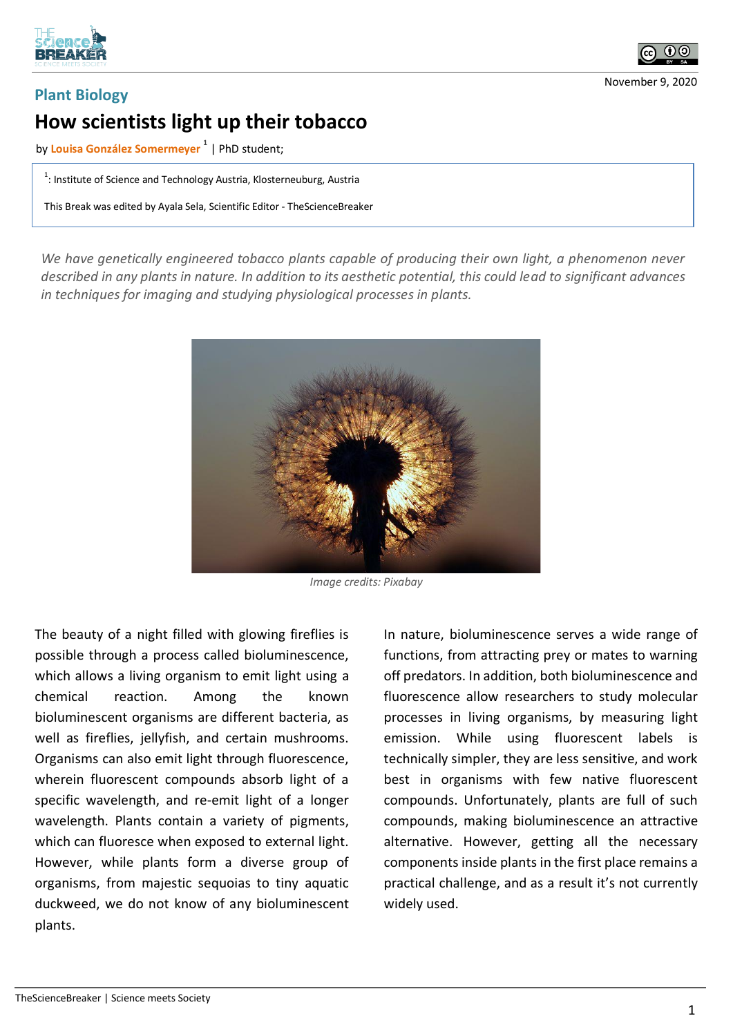Plant Biology

# How scientists light up their tobacco

by Louisa González Somermeyer [1] | PhD student;

[1]: Institute of Science and Technology Austria, Klosterneuburg, Austria

This Break was edited by Ayala Sela, Scientific Editor - TheScienceBreaker

November 9, 2020

*We have genetically engineered tobacco plants capable of producing their own light, a phenomenon never described in any plants in nature. In addition to its aesthetic potential, this could lead to significant advances in techniques for imaging and studying physiological processes in plants.*

*Image credits: Pixabay*

The beauty of a night filled with glowing fireflies is possible through a process called bioluminescence, which allows a living organism to emit light using a chemical reaction. Among the known bioluminescent organisms are different bacteria, as well as fireflies, jellyfish, and certain mushrooms. Organisms can also emit light through fluorescence, wherein fluorescent compounds absorb light of a specific wavelength, and re-emit light of a longer wavelength. Plants contain a variety of pigments, which can fluoresce when exposed to external light. However, while plants form a diverse group of organisms, from majestic sequoias to tiny aquatic duckweed, we do not know of any bioluminescent plants.

In nature, bioluminescence serves a wide range of functions, from attracting prey or mates to warning off predators. In addition, both bioluminescence and fluorescence allow researchers to study molecular processes in living organisms, by measuring light emission. While using fluorescent labels is technically simpler, they are less sensitive, and work best in organisms with few native fluorescent compounds. Unfortunately, plants are full of such compounds, making bioluminescence an attractive alternative. However, getting all the necessary components inside plants in the first place remains a practical challenge, and as a result it's not currently widely used.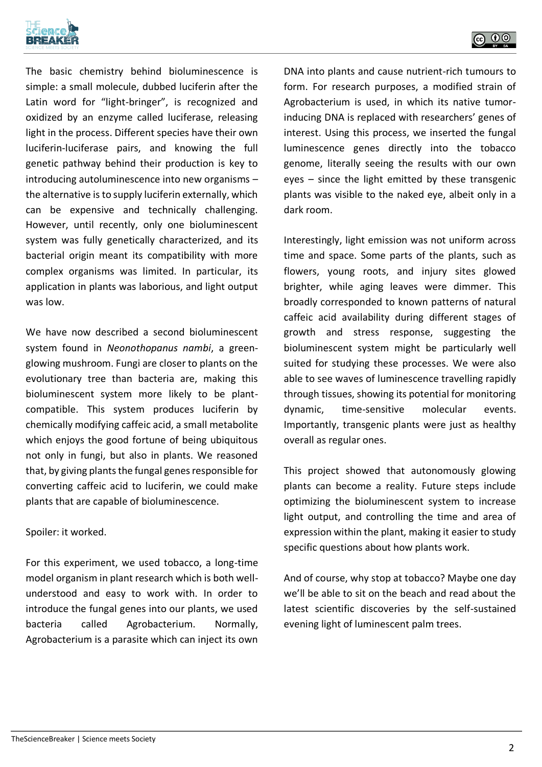The basic chemistry behind bioluminescence is simple: a small molecule, dubbed luciferin after the Latin word for "light-bringer", is recognized and oxidized by an enzyme called luciferase, releasing light in the process. Different species have their own luciferin-luciferase pairs, and knowing the full genetic pathway behind their production is key to introducing autoluminescence into new organisms – the alternative is to supply luciferin externally, which can be expensive and technically challenging. However, until recently, only one bioluminescent system was fully genetically characterized, and its bacterial origin meant its compatibility with more complex organisms was limited. In particular, its application in plants was laborious, and light output was low.

We have now described a second bioluminescent system found in *Neonothopanus nambi*, a green-glowing mushroom. Fungi are closer to plants on the evolutionary tree than bacteria are, making this bioluminescent system more likely to be plant-compatible. This system produces luciferin by chemically modifying caffeic acid, a small metabolite which enjoys the good fortune of being ubiquitous not only in fungi, but also in plants. We reasoned that, by giving plants the fungal genes responsible for converting caffeic acid to luciferin, we could make plants that are capable of bioluminescence.

Spoiler: it worked.

For this experiment, we used tobacco, a long-time model organism in plant research which is both well-understood and easy to work with. In order to introduce the fungal genes into our plants, we used bacteria called Agrobacterium. Normally, Agrobacterium is a parasite which can inject its own DNA into plants and cause nutrient-rich tumours to form. For research purposes, a modified strain of Agrobacterium is used, in which its native tumor-inducing DNA is replaced with researchers' genes of interest. Using this process, we inserted the fungal luminescence genes directly into the tobacco genome, literally seeing the results with our own eyes – since the light emitted by these transgenic plants was visible to the naked eye, albeit only in a dark room.

Interestingly, light emission was not uniform across time and space. Some parts of the plants, such as flowers, young roots, and injury sites glowed brighter, while aging leaves were dimmer. This broadly corresponded to known patterns of natural caffeic acid availability during different stages of growth and stress response, suggesting the bioluminescent system might be particularly well suited for studying these processes. We were also able to see waves of luminescence travelling rapidly through tissues, showing its potential for monitoring dynamic, time-sensitive molecular events. Importantly, transgenic plants were just as healthy overall as regular ones.

This project showed that autonomously glowing plants can become a reality. Future steps include optimizing the bioluminescent system to increase light output, and controlling the time and area of expression within the plant, making it easier to study specific questions about how plants work.

And of course, why stop at tobacco? Maybe one day we'll be able to sit on the beach and read about the latest scientific discoveries by the self-sustained evening light of luminescent palm trees.